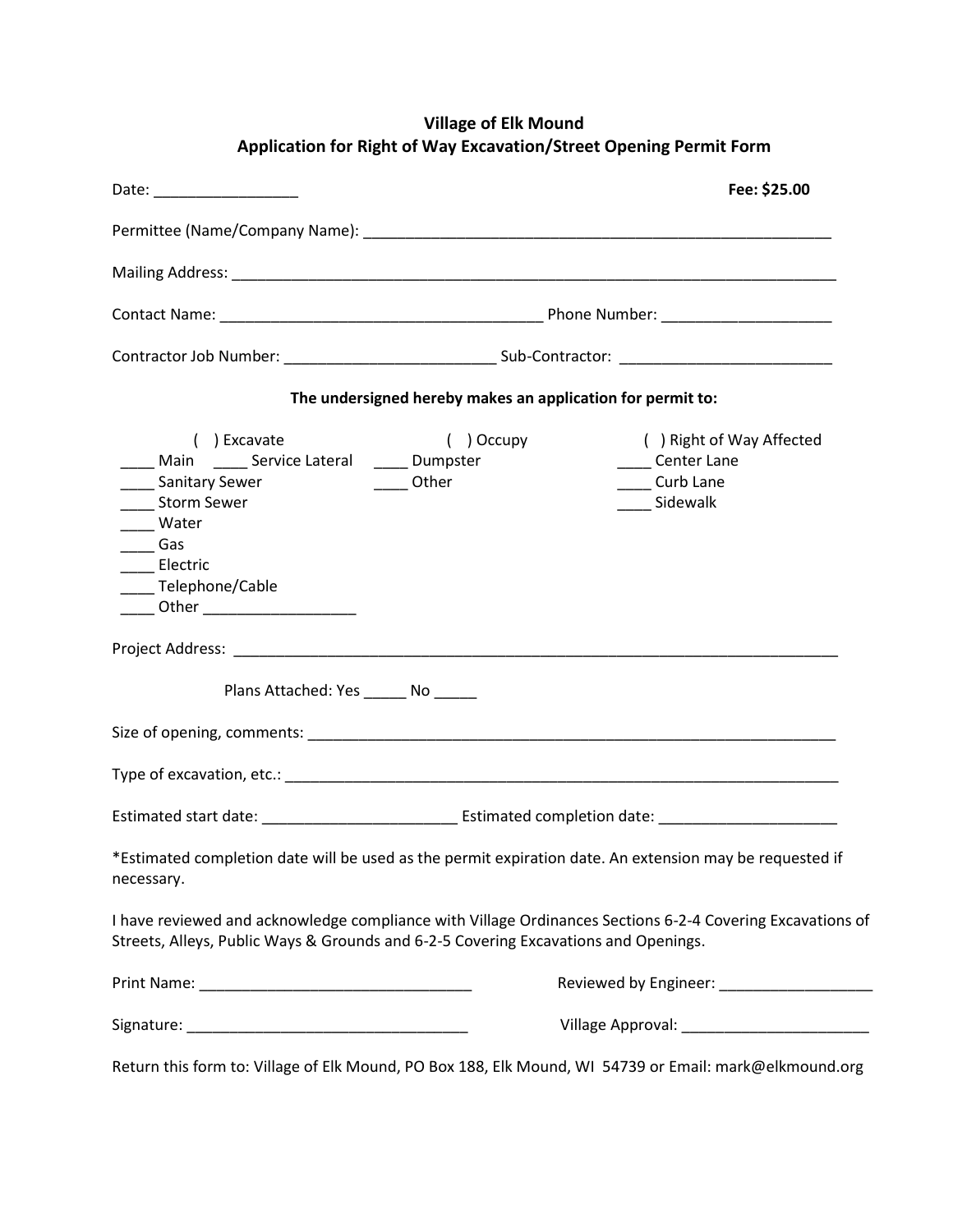# Village of Elk Mound
## Application for Right of Way Excavation/Street Opening Permit Form

Date: _________________ **Fee: $25.00**

Permittee (Name/Company Name): _______________________________________________________

Mailing Address: ___________________________________________________________________________

Contact Name: ______________________________________ Phone Number: ____________________

Contractor Job Number: ________________________ Sub-Contractor: _________________________

**The undersigned hereby makes an application for permit to:**

| ( ) Excavate | ( ) Occupy | ( ) Right of Way Affected |
|---|---|---|
| ____ Main ____ Service Lateral | ____ Dumpster | ____ Center Lane |
| ____ Sanitary Sewer | ____ Other | ____ Curb Lane |
| ____ Storm Sewer | | ____ Sidewalk |
| ____ Water | | |
| ____ Gas | | |
| ____ Electric | | |
| ____ Telephone/Cable | | |
| ____ Other __________________ | | |

Project Address: ___________________________________________________________________________

Plans Attached: Yes _____ No _____

Size of opening, comments: _________________________________________________________________

Type of excavation, etc.: ___________________________________________________________________

Estimated start date: _______________________ Estimated completion date: _____________________

*Estimated completion date will be used as the permit expiration date. An extension may be requested if necessary.

I have reviewed and acknowledge compliance with Village Ordinances Sections 6-2-4 Covering Excavations of Streets, Alleys, Public Ways & Grounds and 6-2-5 Covering Excavations and Openings.

Print Name: ________________________________ Reviewed by Engineer: __________________

Signature: _________________________________ Village Approval: ______________________

Return this form to: Village of Elk Mound, PO Box 188, Elk Mound, WI 54739 or Email: mark@elkmound.org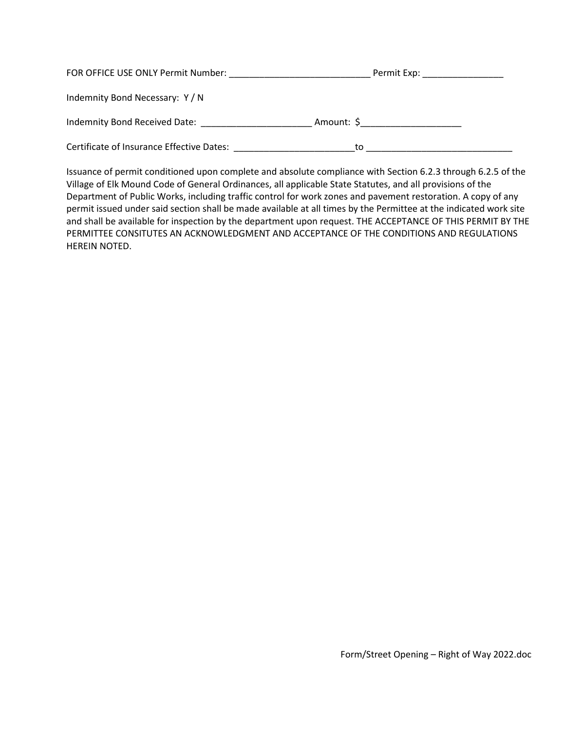FOR OFFICE USE ONLY Permit Number: ____________________________ Permit Exp: ________________

Indemnity Bond Necessary: Y / N

Indemnity Bond Received Date: ______________________ Amount: $____________________

Certificate of Insurance Effective Dates: ________________________to _____________________________

Issuance of permit conditioned upon complete and absolute compliance with Section 6.2.3 through 6.2.5 of the Village of Elk Mound Code of General Ordinances, all applicable State Statutes, and all provisions of the Department of Public Works, including traffic control for work zones and pavement restoration. A copy of any permit issued under said section shall be made available at all times by the Permittee at the indicated work site and shall be available for inspection by the department upon request. THE ACCEPTANCE OF THIS PERMIT BY THE PERMITTEE CONSITUTES AN ACKNOWLEDGMENT AND ACCEPTANCE OF THE CONDITIONS AND REGULATIONS HEREIN NOTED.

Form/Street Opening – Right of Way 2022.doc